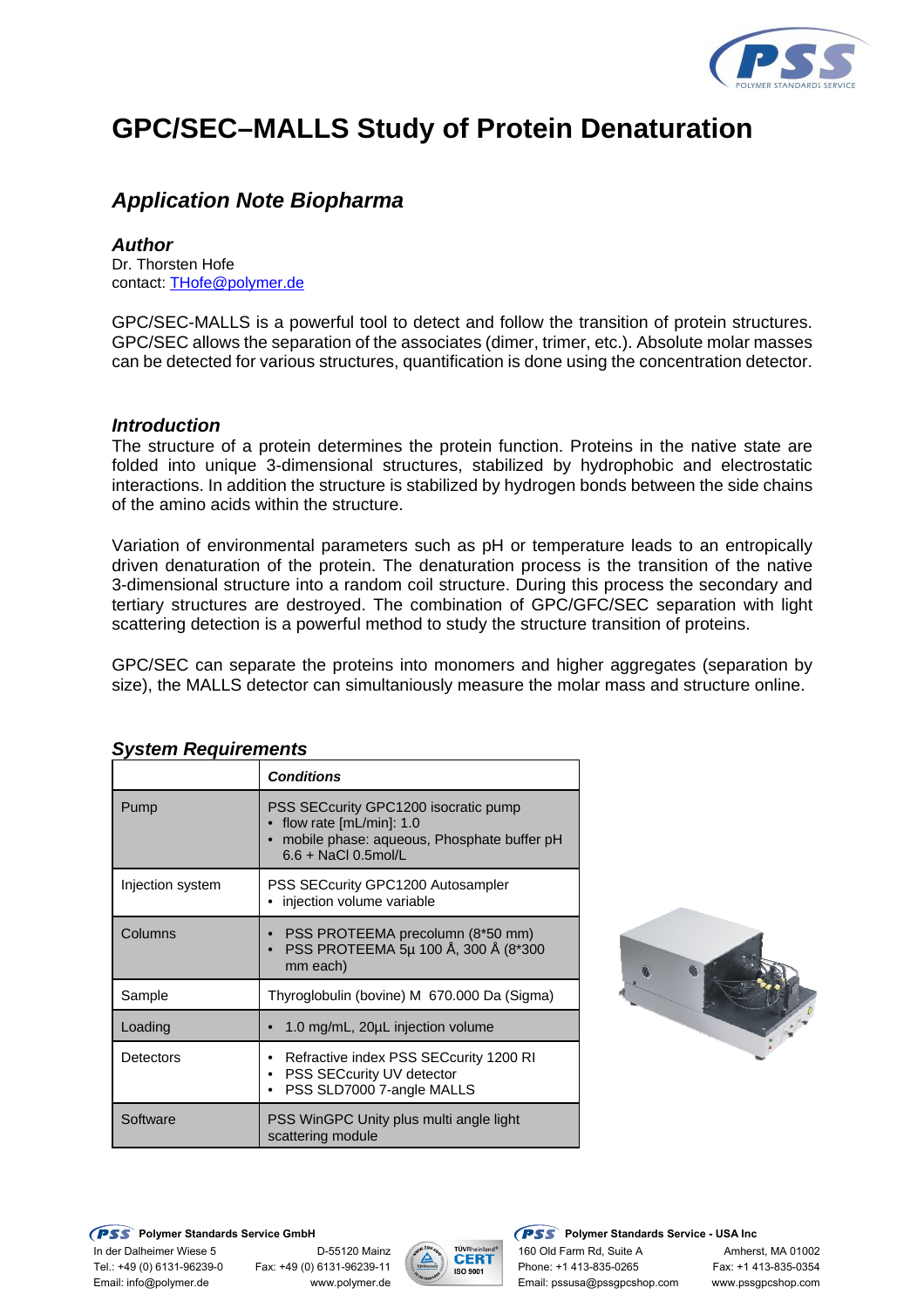# GPC/SEC–MALLS Study of Protein Denaturation

## Application Note Biopharma

### Author

Dr. Thorsten Hofe
contact: THofe@polymer.de

GPC/SEC-MALLS is a powerful tool to detect and follow the transition of protein structures. GPC/SEC allows the separation of the associates (dimer, trimer, etc.). Absolute molar masses can be detected for various structures, quantification is done using the concentration detector.

### Introduction

The structure of a protein determines the protein function. Proteins in the native state are folded into unique 3-dimensional structures, stabilized by hydrophobic and electrostatic interactions. In addition the structure is stabilized by hydrogen bonds between the side chains of the amino acids within the structure.

Variation of environmental parameters such as pH or temperature leads to an entropically driven denaturation of the protein. The denaturation process is the transition of the native 3-dimensional structure into a random coil structure. During this process the secondary and tertiary structures are destroyed. The combination of GPC/GFC/SEC separation with light scattering detection is a powerful method to study the structure transition of proteins.

GPC/SEC can separate the proteins into monomers and higher aggregates (separation by size), the MALLS detector can simultaniously measure the molar mass and structure online.

### System Requirements

| | ***Conditions*** |
|---|---|
| Pump | PSS SECcurity GPC1200 isocratic pump<br>• flow rate [mL/min]: 1.0<br>• mobile phase: aqueous, Phosphate buffer pH 6.6 + NaCl 0.5mol/L |
| Injection system | PSS SECcurity GPC1200 Autosampler<br>• injection volume variable |
| Columns | • PSS PROTEEMA precolumn (8*50 mm)<br>• PSS PROTEEMA 5µ 100 Å, 300 Å (8*300 mm each) |
| Sample | Thyroglobulin (bovine) M 670.000 Da (Sigma) |
| Loading | • 1.0 mg/mL, 20µL injection volume |
| Detectors | • Refractive index PSS SECcurity 1200 RI<br>• PSS SECcurity UV detector<br>• PSS SLD7000 7-angle MALLS |
| Software | PSS WinGPC Unity plus multi angle light scattering module |

**Polymer Standards Service GmbH**
In der Dalheimer Wiese 5, D-55120 Mainz
Tel.: +49 (0) 6131-96239-0, Fax: +49 (0) 6131-96239-11
Email: info@polymer.de, www.polymer.de

**Polymer Standards Service - USA Inc**
160 Old Farm Rd, Suite A, Amherst, MA 01002
Phone: +1 413-835-0265, Fax: +1 413-835-0354
Email: pssusa@pssgpcshop.com, www.pssgpcshop.com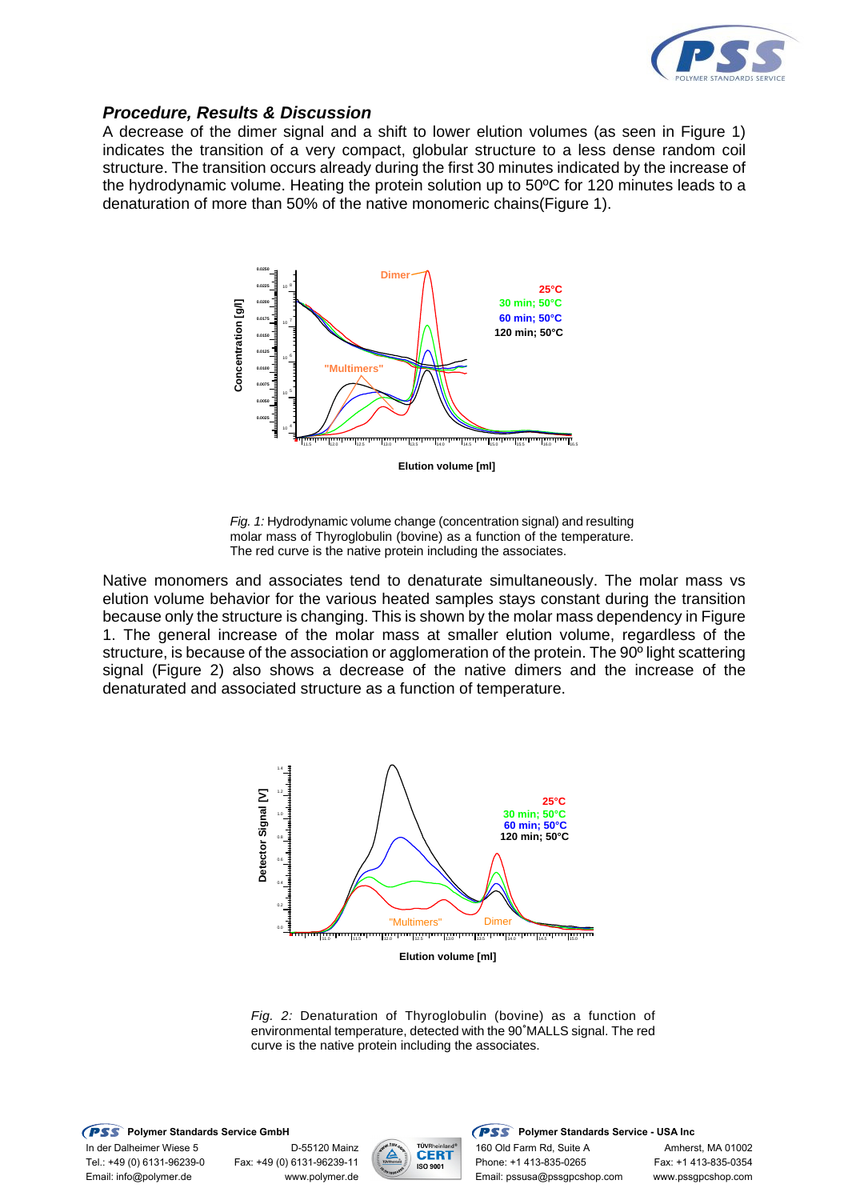### *Procedure, Results & Discussion*

A decrease of the dimer signal and a shift to lower elution volumes (as seen in Figure 1) indicates the transition of a very compact, globular structure to a less dense random coil structure. The transition occurs already during the first 30 minutes indicated by the increase of the hydrodynamic volume. Heating the protein solution up to 50ºC for 120 minutes leads to a denaturation of more than 50% of the native monomeric chains(Figure 1).

Dimer
25°C
30 min; 50°C
60 min; 50°C
120 min; 50°C
"Multimers"
Concentration [g/l]
Elution volume [ml]

*Fig. 1:* Hydrodynamic volume change (concentration signal) and resulting molar mass of Thyroglobulin (bovine) as a function of the temperature. The red curve is the native protein including the associates.

Native monomers and associates tend to denaturate simultaneously. The molar mass vs elution volume behavior for the various heated samples stays constant during the transition because only the structure is changing. This is shown by the molar mass dependency in Figure 1. The general increase of the molar mass at smaller elution volume, regardless of the structure, is because of the association or agglomeration of the protein. The 90º light scattering signal (Figure 2) also shows a decrease of the native dimers and the increase of the denaturated and associated structure as a function of temperature.

25°C
30 min; 50°C
60 min; 50°C
120 min; 50°C
"Multimers"
Dimer
Detector Signal [V]
Elution volume [ml]

*Fig. 2:* Denaturation of Thyroglobulin (bovine) as a function of environmental temperature, detected with the 90˚MALLS signal. The red curve is the native protein including the associates.

**Polymer Standards Service GmbH**
In der Dalheimer Wiese 5, D-55120 Mainz
Tel.: +49 (0) 6131-96239-0, Fax: +49 (0) 6131-96239-11
Email: info@polymer.de, www.polymer.de

**Polymer Standards Service - USA Inc**
160 Old Farm Rd, Suite A, Amherst, MA 01002
Phone: +1 413-835-0265, Fax: +1 413-835-0354
Email: pssusa@pssgpcshop.com, www.pssgpcshop.com